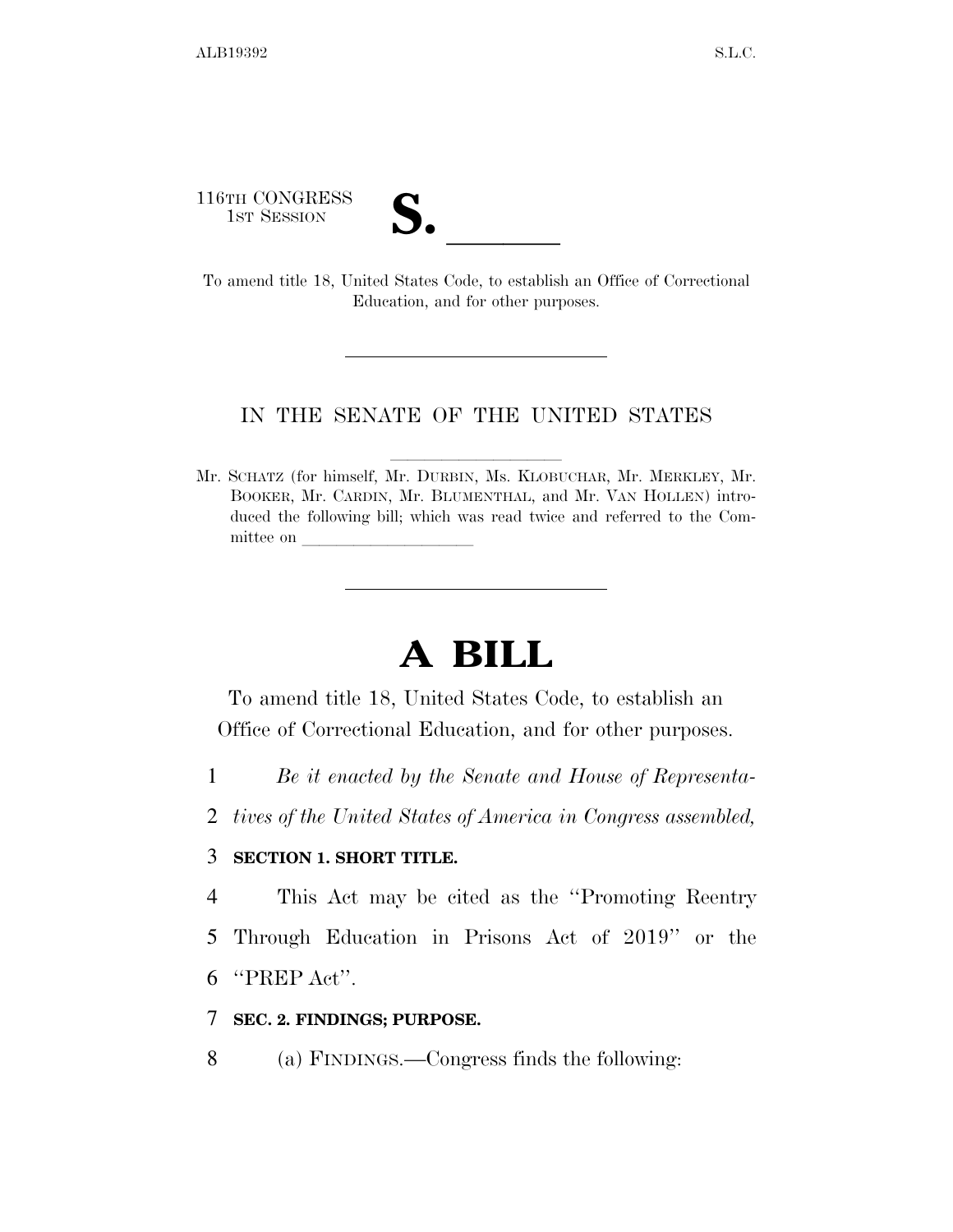116TH CONGRESS
1ST SESSION

# S. ______

To amend title 18, United States Code, to establish an Office of Correctional Education, and for other purposes.

IN THE SENATE OF THE UNITED STATES

Mr. SCHATZ (for himself, Mr. DURBIN, Ms. KLOBUCHAR, Mr. MERKLEY, Mr. BOOKER, Mr. CARDIN, Mr. BLUMENTHAL, and Mr. VAN HOLLEN) introduced the following bill; which was read twice and referred to the Committee on ____________________

# A BILL

To amend title 18, United States Code, to establish an Office of Correctional Education, and for other purposes.

1 *Be it enacted by the Senate and House of Representa-*
2 *tives of the United States of America in Congress assembled,*

3 **SECTION 1. SHORT TITLE.**

4 This Act may be cited as the ''Promoting Reentry
5 Through Education in Prisons Act of 2019'' or the
6 ''PREP Act''.

7 **SEC. 2. FINDINGS; PURPOSE.**

8 (a) FINDINGS.—Congress finds the following: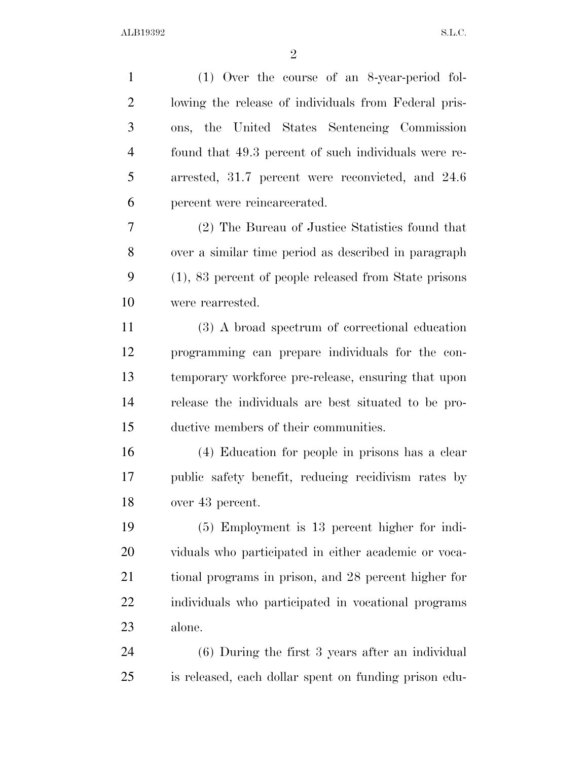(1) Over the course of an 8-year-period following the release of individuals from Federal prisons, the United States Sentencing Commission found that 49.3 percent of such individuals were rearrested, 31.7 percent were reconvicted, and 24.6 percent were reincarcerated.

(2) The Bureau of Justice Statistics found that over a similar time period as described in paragraph (1), 83 percent of people released from State prisons were rearrested.

(3) A broad spectrum of correctional education programming can prepare individuals for the contemporary workforce pre-release, ensuring that upon release the individuals are best situated to be productive members of their communities.

(4) Education for people in prisons has a clear public safety benefit, reducing recidivism rates by over 43 percent.

(5) Employment is 13 percent higher for individuals who participated in either academic or vocational programs in prison, and 28 percent higher for individuals who participated in vocational programs alone.

(6) During the first 3 years after an individual is released, each dollar spent on funding prison edu-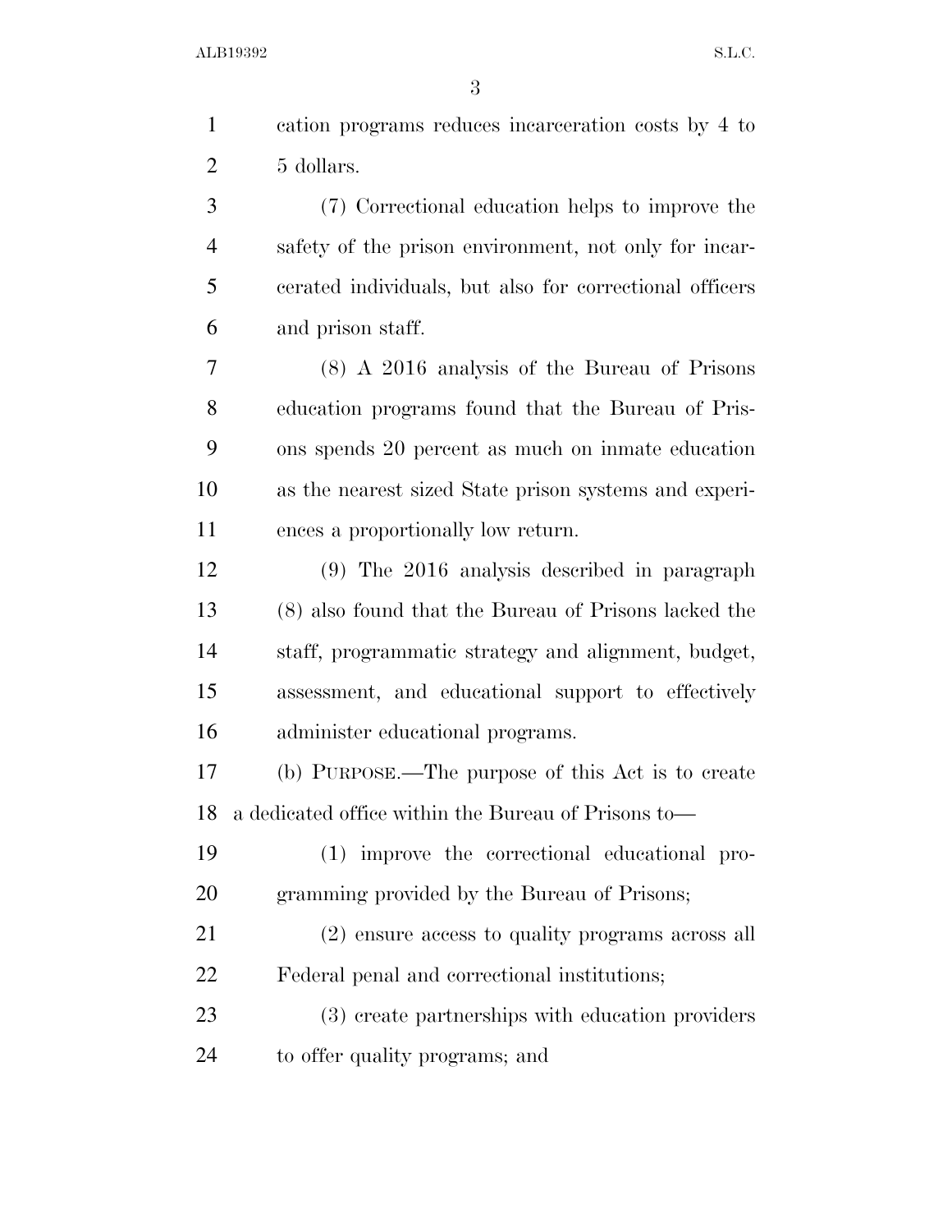cation programs reduces incarceration costs by 4 to 5 dollars.

(7) Correctional education helps to improve the safety of the prison environment, not only for incarcerated individuals, but also for correctional officers and prison staff.

(8) A 2016 analysis of the Bureau of Prisons education programs found that the Bureau of Prisons spends 20 percent as much on inmate education as the nearest sized State prison systems and experiences a proportionally low return.

(9) The 2016 analysis described in paragraph (8) also found that the Bureau of Prisons lacked the staff, programmatic strategy and alignment, budget, assessment, and educational support to effectively administer educational programs.

(b) PURPOSE.—The purpose of this Act is to create a dedicated office within the Bureau of Prisons to—

(1) improve the correctional educational programming provided by the Bureau of Prisons;

(2) ensure access to quality programs across all Federal penal and correctional institutions;

(3) create partnerships with education providers to offer quality programs; and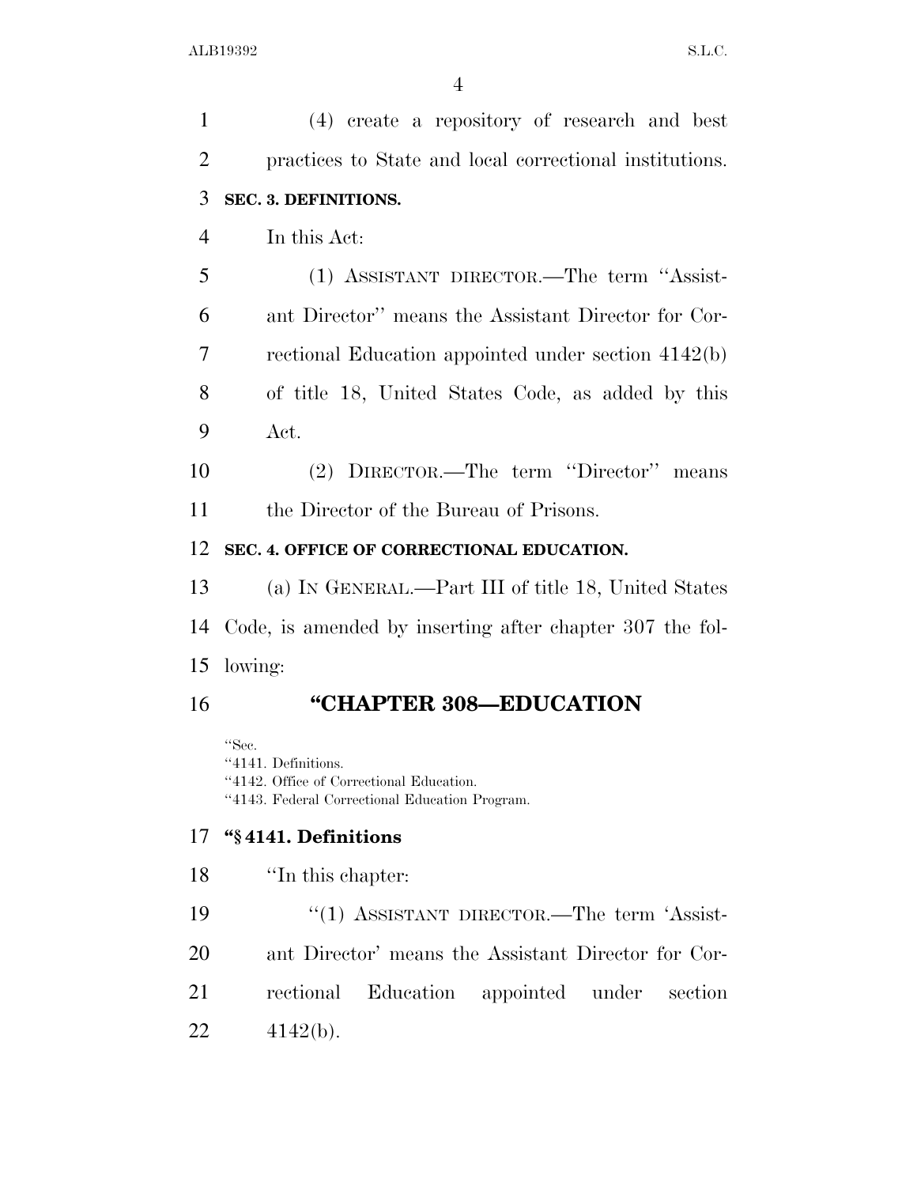(4) create a repository of research and best practices to State and local correctional institutions.

**SEC. 3. DEFINITIONS.**

In this Act:

(1) ASSISTANT DIRECTOR.—The term ''Assistant Director'' means the Assistant Director for Correctional Education appointed under section 4142(b) of title 18, United States Code, as added by this Act.

(2) DIRECTOR.—The term ''Director'' means the Director of the Bureau of Prisons.

**SEC. 4. OFFICE OF CORRECTIONAL EDUCATION.**

(a) IN GENERAL.—Part III of title 18, United States Code, is amended by inserting after chapter 307 the following:

## ''CHAPTER 308—EDUCATION

''Sec.
''4141. Definitions.
''4142. Office of Correctional Education.
''4143. Federal Correctional Education Program.

**''§ 4141. Definitions**

''In this chapter:

''(1) ASSISTANT DIRECTOR.—The term 'Assistant Director' means the Assistant Director for Correctional Education appointed under section 4142(b).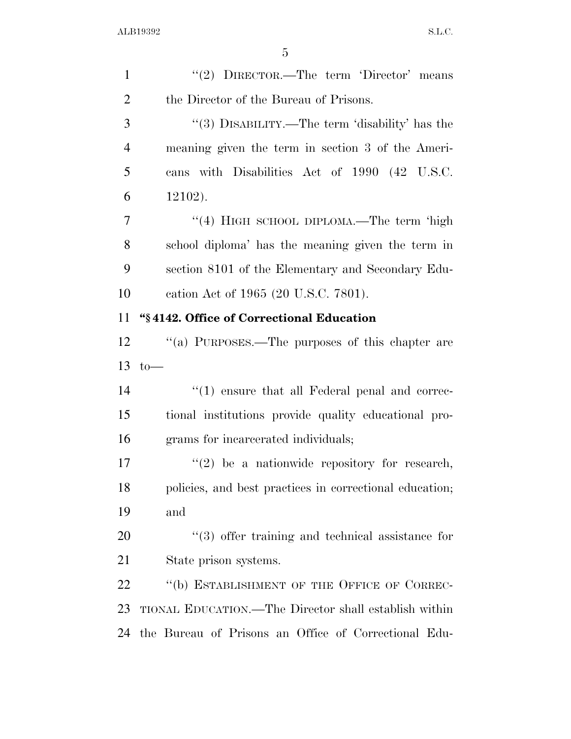"(2) DIRECTOR.—The term 'Director' means the Director of the Bureau of Prisons.

"(3) DISABILITY.—The term 'disability' has the meaning given the term in section 3 of the Americans with Disabilities Act of 1990 (42 U.S.C. 12102).

"(4) HIGH SCHOOL DIPLOMA.—The term 'high school diploma' has the meaning given the term in section 8101 of the Elementary and Secondary Education Act of 1965 (20 U.S.C. 7801).

**"§ 4142. Office of Correctional Education**

"(a) PURPOSES.—The purposes of this chapter are to—

"(1) ensure that all Federal penal and correctional institutions provide quality educational programs for incarcerated individuals;

"(2) be a nationwide repository for research, policies, and best practices in correctional education; and

"(3) offer training and technical assistance for State prison systems.

"(b) ESTABLISHMENT OF THE OFFICE OF CORRECTIONAL EDUCATION.—The Director shall establish within the Bureau of Prisons an Office of Correctional Edu-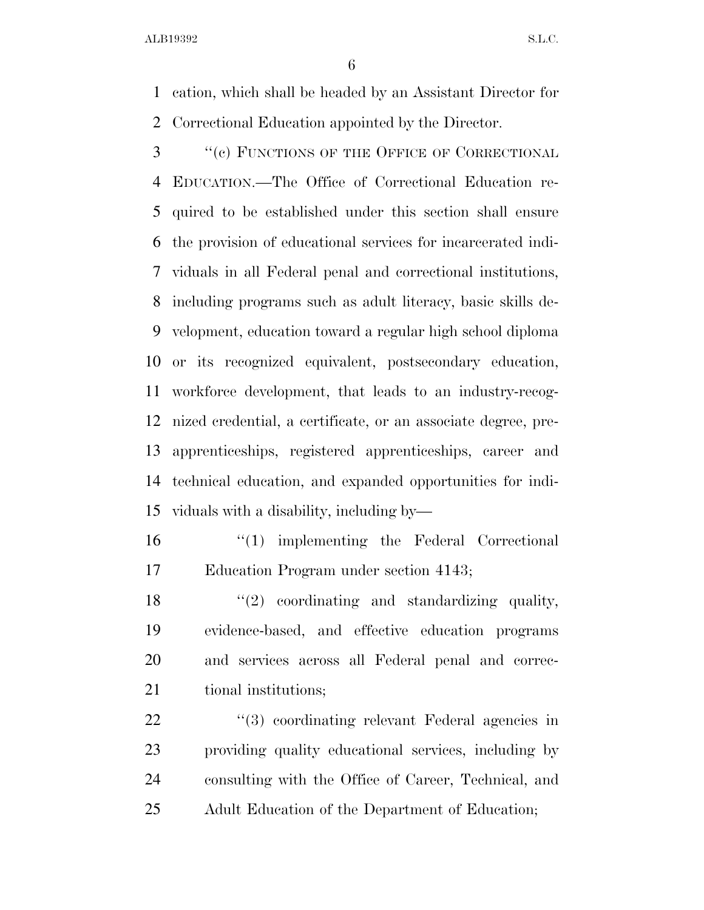cation, which shall be headed by an Assistant Director for Correctional Education appointed by the Director.

"(c) FUNCTIONS OF THE OFFICE OF CORRECTIONAL EDUCATION.—The Office of Correctional Education required to be established under this section shall ensure the provision of educational services for incarcerated individuals in all Federal penal and correctional institutions, including programs such as adult literacy, basic skills development, education toward a regular high school diploma or its recognized equivalent, postsecondary education, workforce development, that leads to an industry-recognized credential, a certificate, or an associate degree, pre-apprenticeships, registered apprenticeships, career and technical education, and expanded opportunities for individuals with a disability, including by—

"(1) implementing the Federal Correctional Education Program under section 4143;

"(2) coordinating and standardizing quality, evidence-based, and effective education programs and services across all Federal penal and correctional institutions;

"(3) coordinating relevant Federal agencies in providing quality educational services, including by consulting with the Office of Career, Technical, and Adult Education of the Department of Education;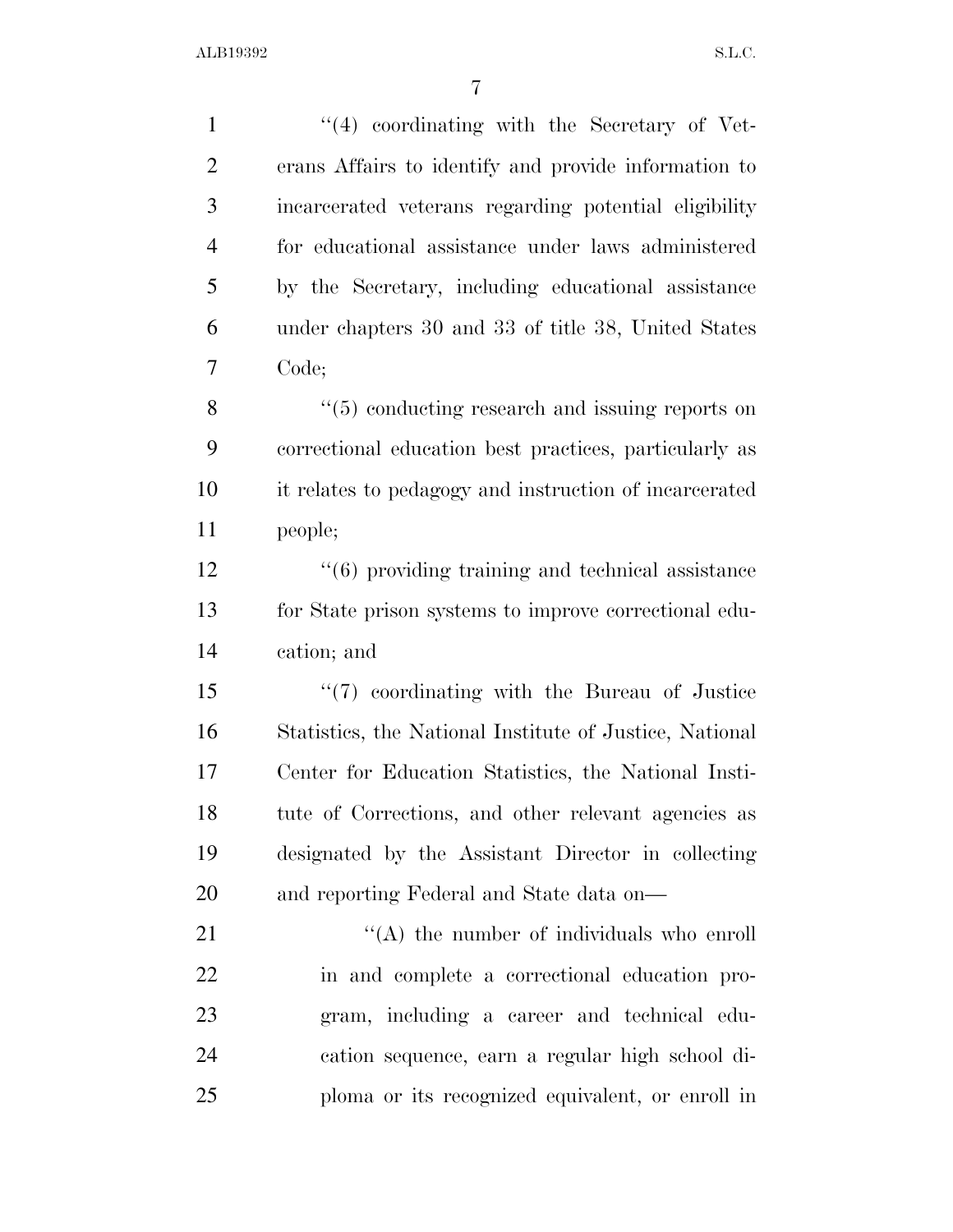''(4) coordinating with the Secretary of Veterans Affairs to identify and provide information to incarcerated veterans regarding potential eligibility for educational assistance under laws administered by the Secretary, including educational assistance under chapters 30 and 33 of title 38, United States Code;

''(5) conducting research and issuing reports on correctional education best practices, particularly as it relates to pedagogy and instruction of incarcerated people;

''(6) providing training and technical assistance for State prison systems to improve correctional education; and

''(7) coordinating with the Bureau of Justice Statistics, the National Institute of Justice, National Center for Education Statistics, the National Institute of Corrections, and other relevant agencies as designated by the Assistant Director in collecting and reporting Federal and State data on—

''(A) the number of individuals who enroll in and complete a correctional education program, including a career and technical education sequence, earn a regular high school diploma or its recognized equivalent, or enroll in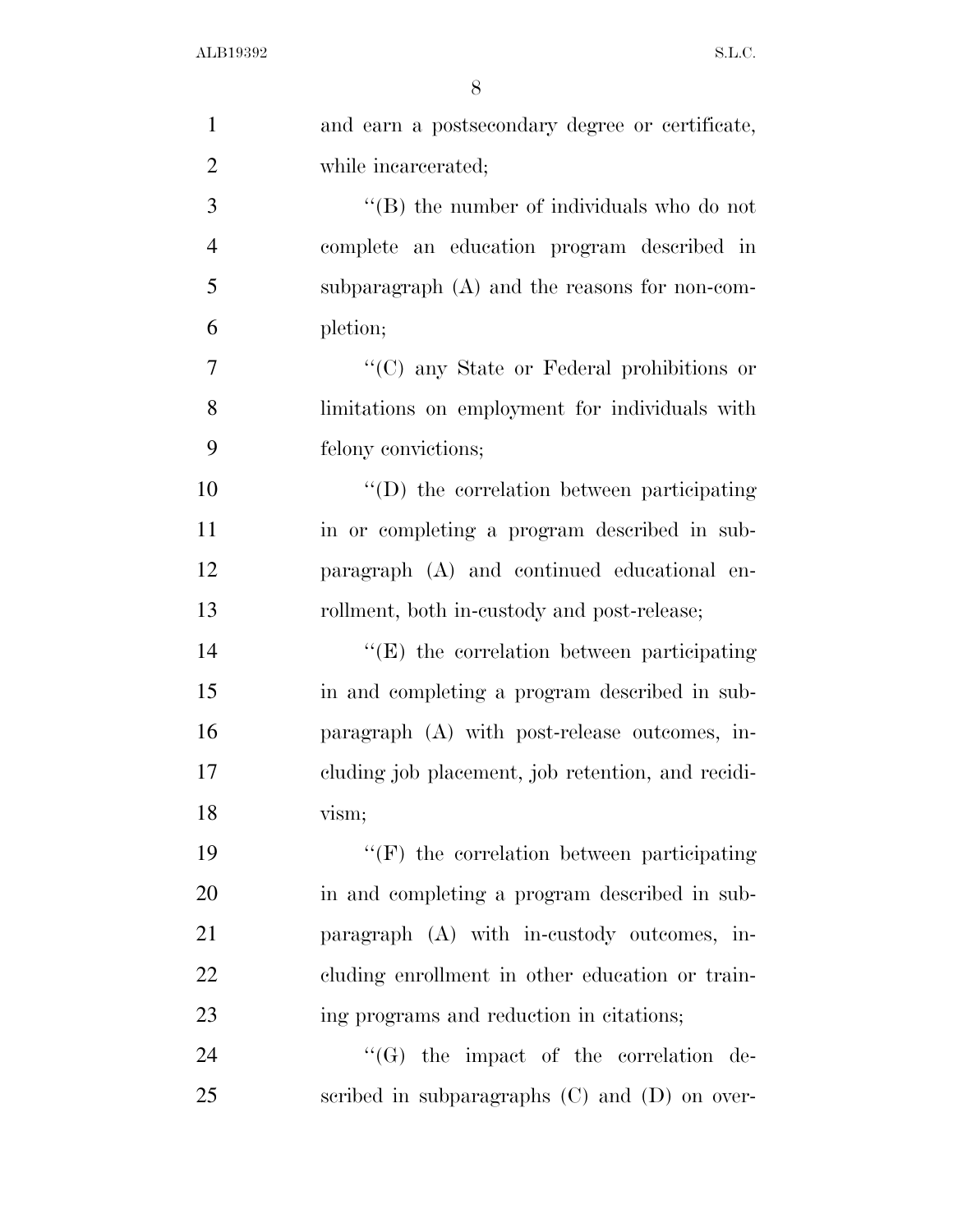and earn a postsecondary degree or certificate, while incarcerated;

''(B) the number of individuals who do not complete an education program described in subparagraph (A) and the reasons for non-completion;

''(C) any State or Federal prohibitions or limitations on employment for individuals with felony convictions;

''(D) the correlation between participating in or completing a program described in subparagraph (A) and continued educational enrollment, both in-custody and post-release;

''(E) the correlation between participating in and completing a program described in subparagraph (A) with post-release outcomes, including job placement, job retention, and recidivism;

''(F) the correlation between participating in and completing a program described in subparagraph (A) with in-custody outcomes, including enrollment in other education or training programs and reduction in citations;

''(G) the impact of the correlation described in subparagraphs (C) and (D) on over-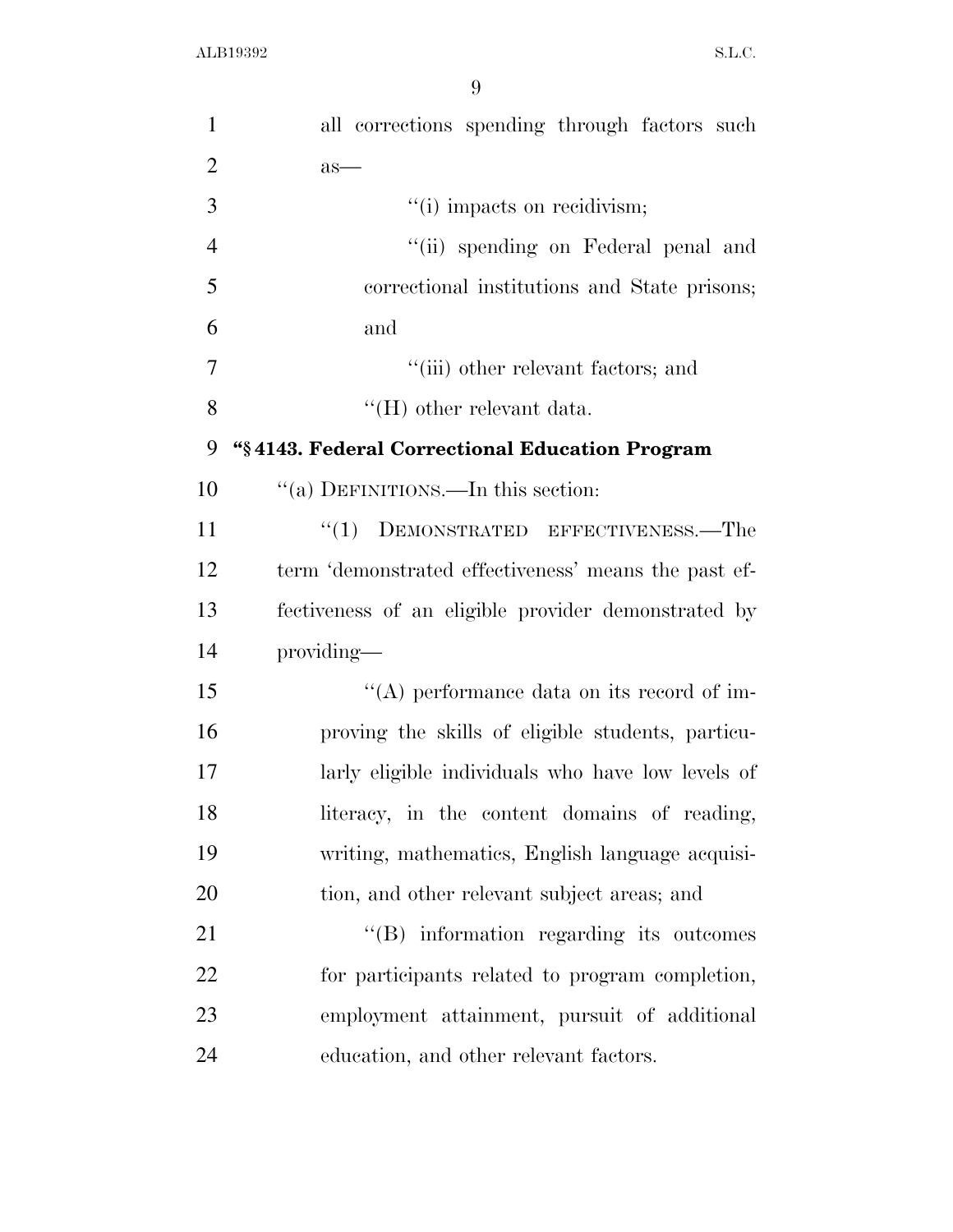all corrections spending through factors such as—

''(i) impacts on recidivism;

''(ii) spending on Federal penal and correctional institutions and State prisons; and

''(iii) other relevant factors; and

''(H) other relevant data.

**''§ 4143. Federal Correctional Education Program**

''(a) DEFINITIONS.—In this section:

''(1) DEMONSTRATED EFFECTIVENESS.—The term 'demonstrated effectiveness' means the past effectiveness of an eligible provider demonstrated by providing—

''(A) performance data on its record of improving the skills of eligible students, particularly eligible individuals who have low levels of literacy, in the content domains of reading, writing, mathematics, English language acquisition, and other relevant subject areas; and

''(B) information regarding its outcomes for participants related to program completion, employment attainment, pursuit of additional education, and other relevant factors.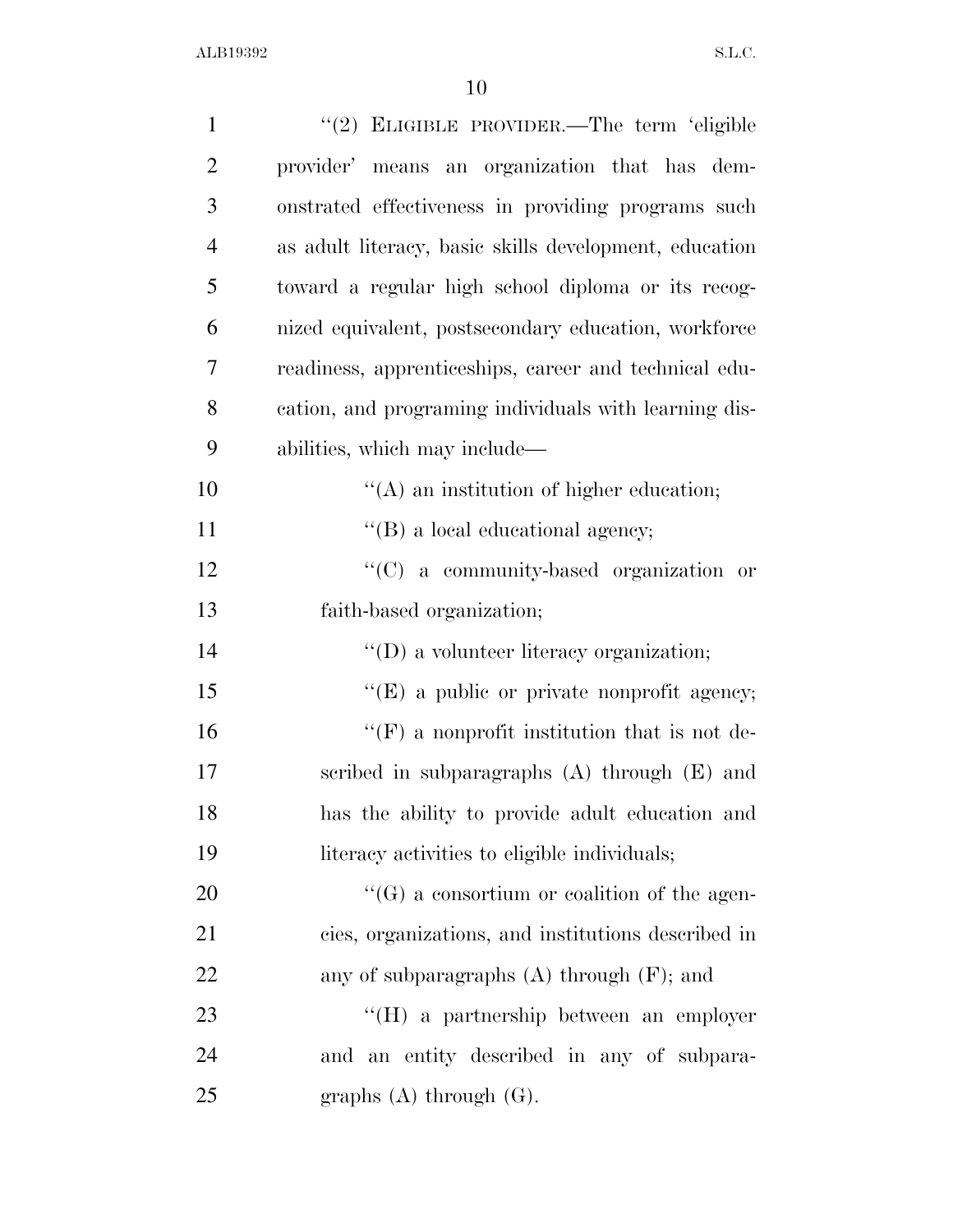"(2) ELIGIBLE PROVIDER.—The term 'eligible provider' means an organization that has demonstrated effectiveness in providing programs such as adult literacy, basic skills development, education toward a regular high school diploma or its recognized equivalent, postsecondary education, workforce readiness, apprenticeships, career and technical education, and programing individuals with learning disabilities, which may include—

"(A) an institution of higher education;

"(B) a local educational agency;

"(C) a community-based organization or faith-based organization;

"(D) a volunteer literacy organization;

"(E) a public or private nonprofit agency;

"(F) a nonprofit institution that is not described in subparagraphs (A) through (E) and has the ability to provide adult education and literacy activities to eligible individuals;

"(G) a consortium or coalition of the agencies, organizations, and institutions described in any of subparagraphs (A) through (F); and

"(H) a partnership between an employer and an entity described in any of subparagraphs (A) through (G).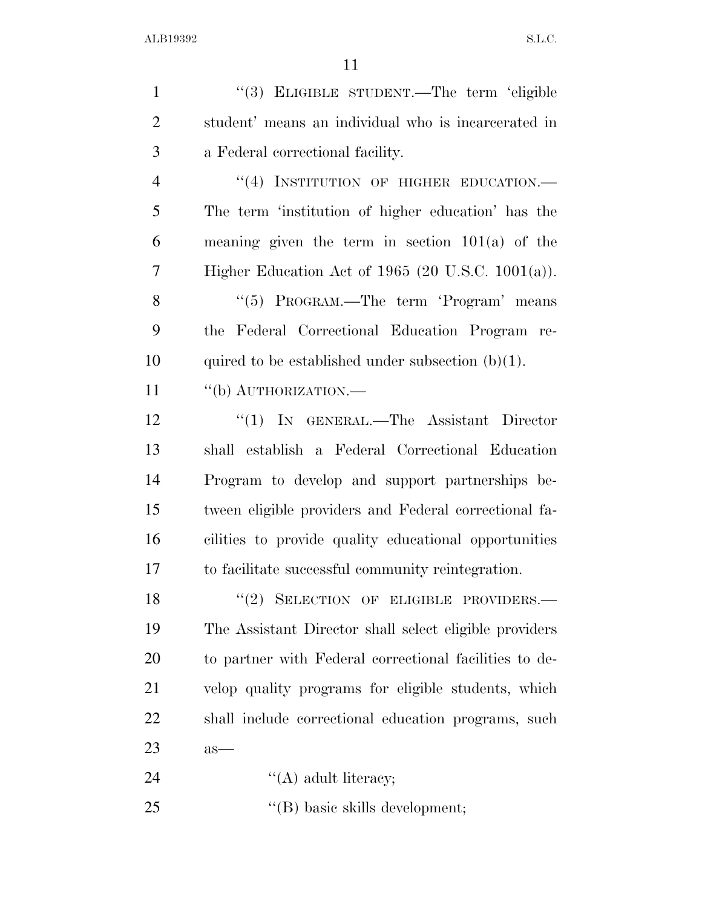''(3) ELIGIBLE STUDENT.—The term 'eligible student' means an individual who is incarcerated in a Federal correctional facility.

''(4) INSTITUTION OF HIGHER EDUCATION.—The term 'institution of higher education' has the meaning given the term in section 101(a) of the Higher Education Act of 1965 (20 U.S.C. 1001(a)).

''(5) PROGRAM.—The term 'Program' means the Federal Correctional Education Program required to be established under subsection (b)(1).

''(b) AUTHORIZATION.—

''(1) IN GENERAL.—The Assistant Director shall establish a Federal Correctional Education Program to develop and support partnerships between eligible providers and Federal correctional facilities to provide quality educational opportunities to facilitate successful community reintegration.

''(2) SELECTION OF ELIGIBLE PROVIDERS.—The Assistant Director shall select eligible providers to partner with Federal correctional facilities to develop quality programs for eligible students, which shall include correctional education programs, such as—

''(A) adult literacy;

''(B) basic skills development;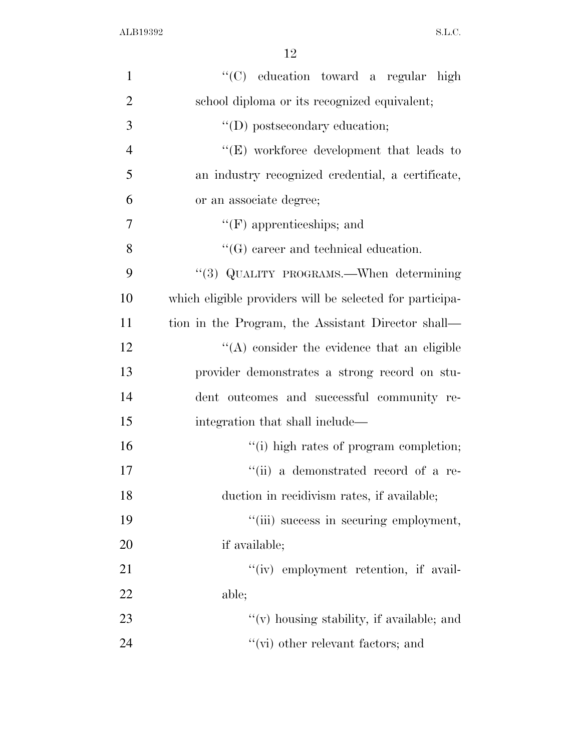''(C) education toward a regular high school diploma or its recognized equivalent;

''(D) postsecondary education;

''(E) workforce development that leads to an industry recognized credential, a certificate, or an associate degree;

''(F) apprenticeships; and

''(G) career and technical education.

''(3) QUALITY PROGRAMS.—When determining which eligible providers will be selected for participation in the Program, the Assistant Director shall—

''(A) consider the evidence that an eligible provider demonstrates a strong record on student outcomes and successful community reintegration that shall include—

''(i) high rates of program completion;

''(ii) a demonstrated record of a reduction in recidivism rates, if available;

''(iii) success in securing employment, if available;

''(iv) employment retention, if available;

''(v) housing stability, if available; and

''(vi) other relevant factors; and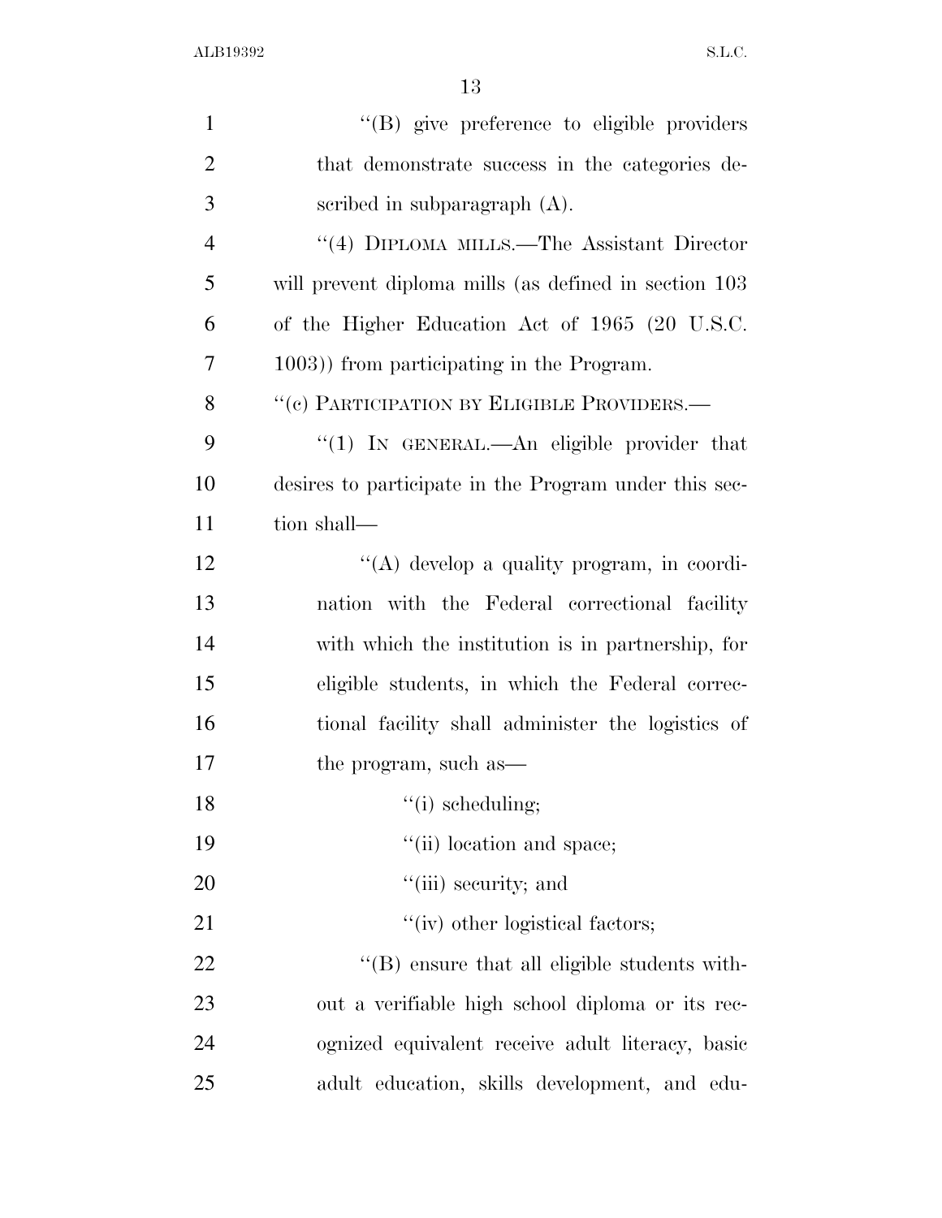''(B) give preference to eligible providers that demonstrate success in the categories described in subparagraph (A).

''(4) DIPLOMA MILLS.—The Assistant Director will prevent diploma mills (as defined in section 103 of the Higher Education Act of 1965 (20 U.S.C. 1003)) from participating in the Program.

''(c) PARTICIPATION BY ELIGIBLE PROVIDERS.—

''(1) IN GENERAL.—An eligible provider that desires to participate in the Program under this section shall—

''(A) develop a quality program, in coordination with the Federal correctional facility with which the institution is in partnership, for eligible students, in which the Federal correctional facility shall administer the logistics of the program, such as—

''(i) scheduling;

''(ii) location and space;

''(iii) security; and

''(iv) other logistical factors;

''(B) ensure that all eligible students without a verifiable high school diploma or its recognized equivalent receive adult literacy, basic adult education, skills development, and edu-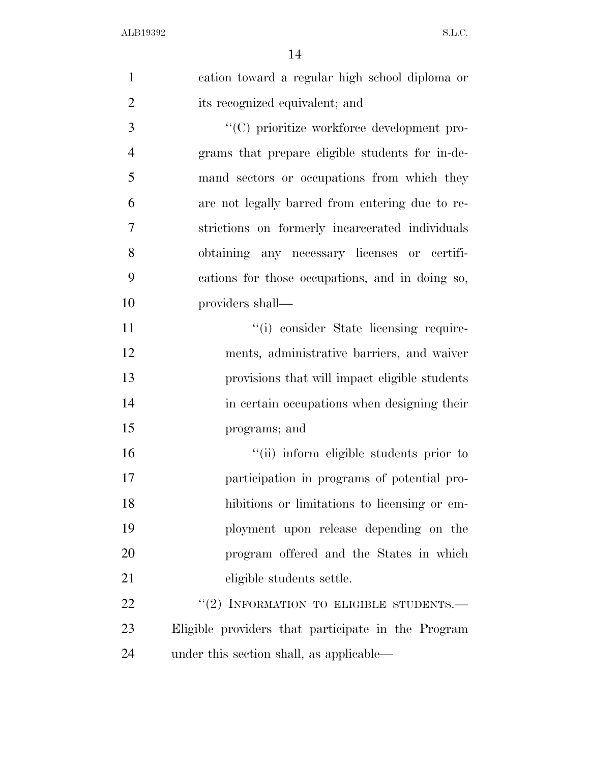cation toward a regular high school diploma or its recognized equivalent; and

''(C) prioritize workforce development programs that prepare eligible students for in-demand sectors or occupations from which they are not legally barred from entering due to restrictions on formerly incarcerated individuals obtaining any necessary licenses or certifications for those occupations, and in doing so, providers shall—

''(i) consider State licensing requirements, administrative barriers, and waiver provisions that will impact eligible students in certain occupations when designing their programs; and

''(ii) inform eligible students prior to participation in programs of potential prohibitions or limitations to licensing or employment upon release depending on the program offered and the States in which eligible students settle.

''(2) INFORMATION TO ELIGIBLE STUDENTS.—Eligible providers that participate in the Program under this section shall, as applicable—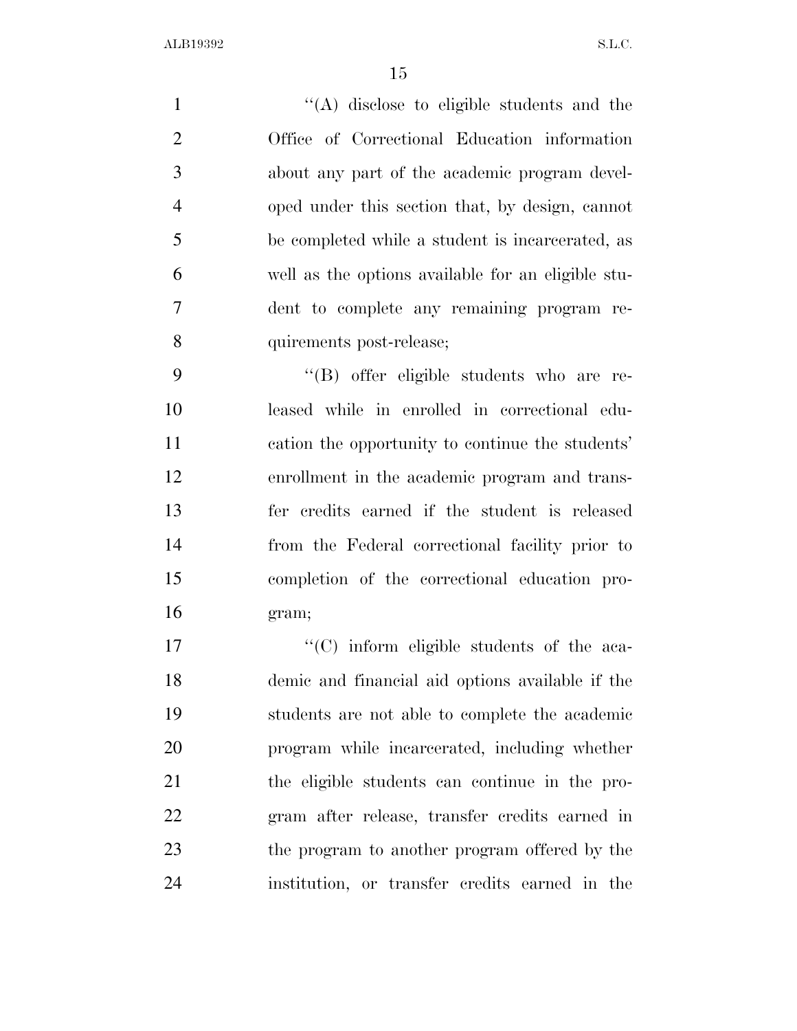''(A) disclose to eligible students and the Office of Correctional Education information about any part of the academic program developed under this section that, by design, cannot be completed while a student is incarcerated, as well as the options available for an eligible student to complete any remaining program requirements post-release;

''(B) offer eligible students who are released while in enrolled in correctional education the opportunity to continue the students' enrollment in the academic program and transfer credits earned if the student is released from the Federal correctional facility prior to completion of the correctional education program;

''(C) inform eligible students of the academic and financial aid options available if the students are not able to complete the academic program while incarcerated, including whether the eligible students can continue in the program after release, transfer credits earned in the program to another program offered by the institution, or transfer credits earned in the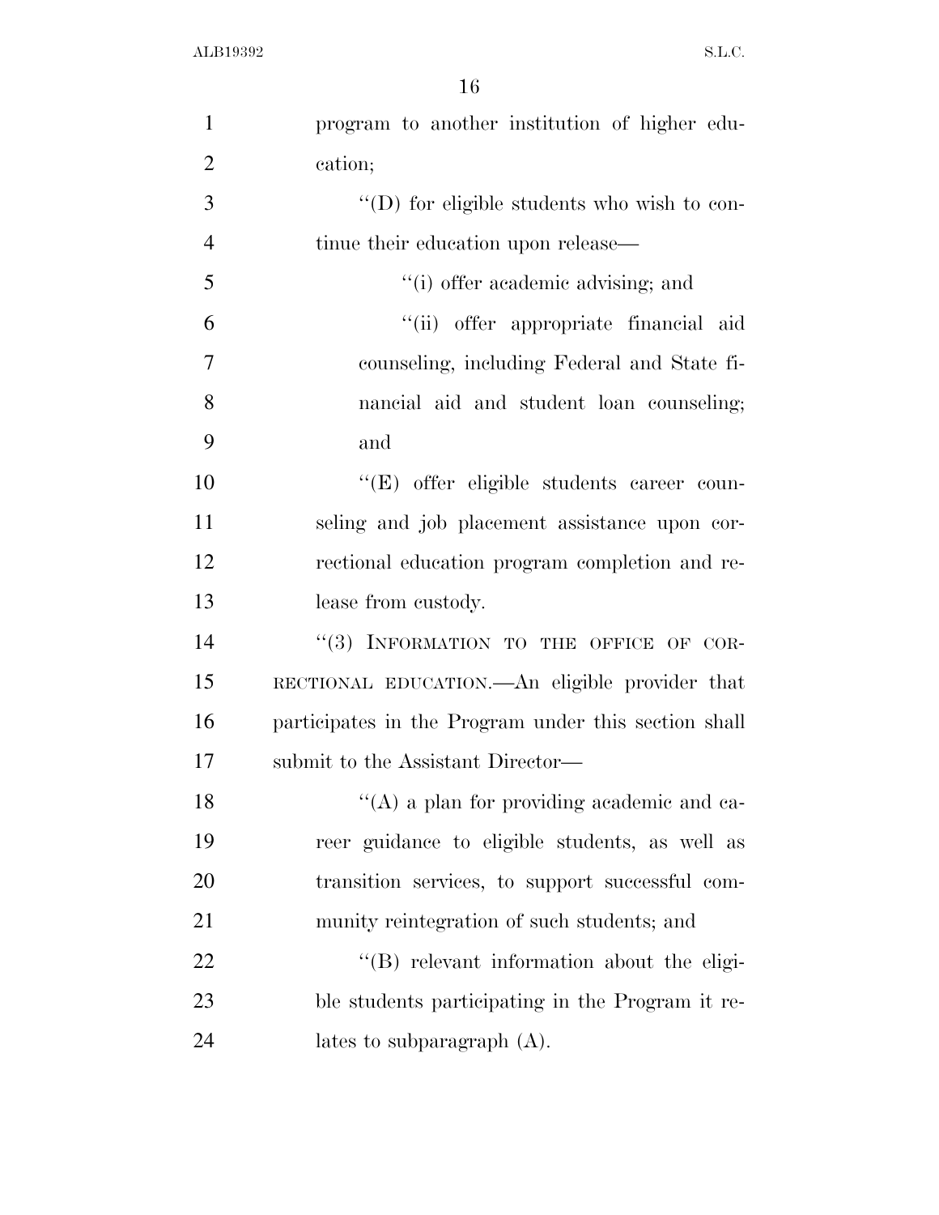program to another institution of higher education;

''(D) for eligible students who wish to continue their education upon release—

''(i) offer academic advising; and

''(ii) offer appropriate financial aid counseling, including Federal and State financial aid and student loan counseling; and

''(E) offer eligible students career counseling and job placement assistance upon correctional education program completion and release from custody.

''(3) INFORMATION TO THE OFFICE OF CORRECTIONAL EDUCATION.—An eligible provider that participates in the Program under this section shall submit to the Assistant Director—

''(A) a plan for providing academic and career guidance to eligible students, as well as transition services, to support successful community reintegration of such students; and

''(B) relevant information about the eligible students participating in the Program it relates to subparagraph (A).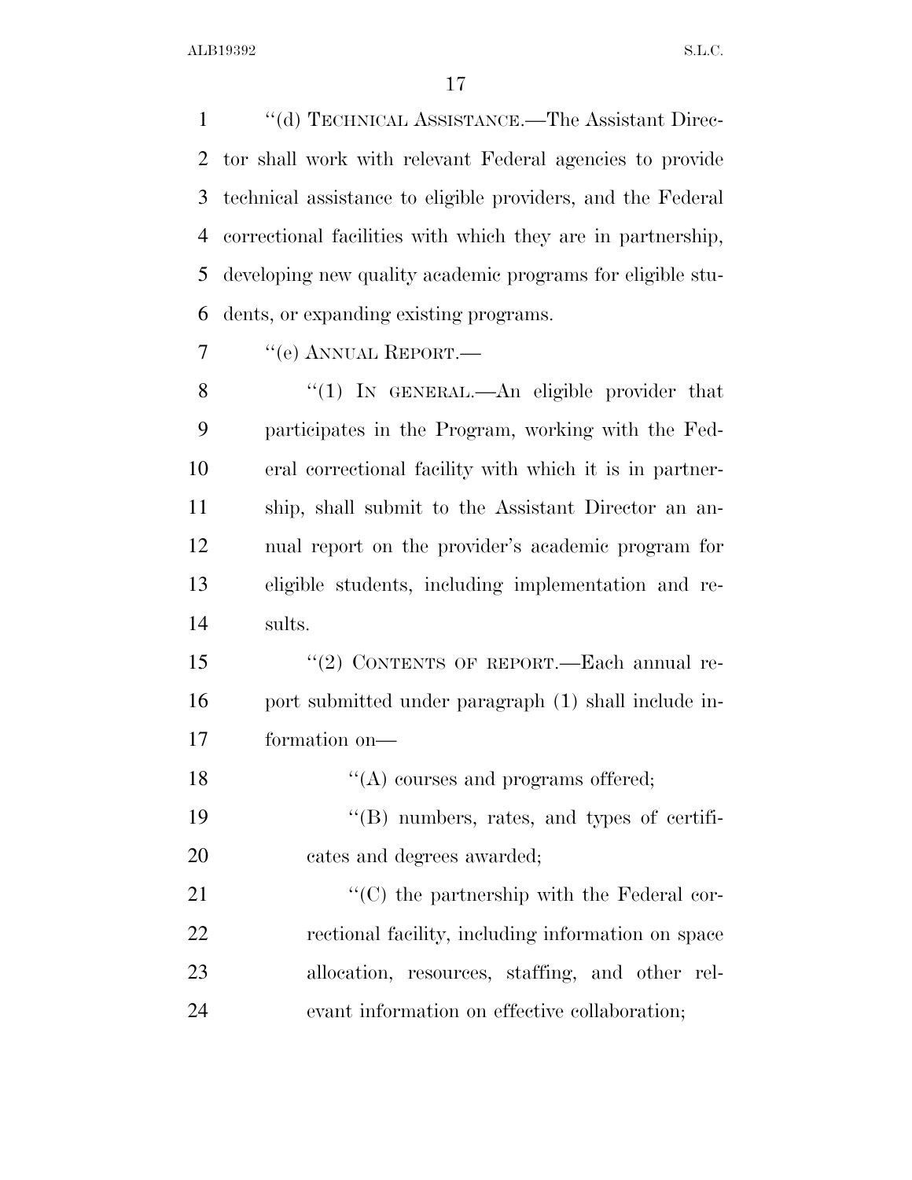''(d) TECHNICAL ASSISTANCE.—The Assistant Director shall work with relevant Federal agencies to provide technical assistance to eligible providers, and the Federal correctional facilities with which they are in partnership, developing new quality academic programs for eligible students, or expanding existing programs.

''(e) ANNUAL REPORT.—

''(1) IN GENERAL.—An eligible provider that participates in the Program, working with the Federal correctional facility with which it is in partnership, shall submit to the Assistant Director an annual report on the provider's academic program for eligible students, including implementation and results.

''(2) CONTENTS OF REPORT.—Each annual report submitted under paragraph (1) shall include information on—

''(A) courses and programs offered;

''(B) numbers, rates, and types of certificates and degrees awarded;

''(C) the partnership with the Federal correctional facility, including information on space allocation, resources, staffing, and other relevant information on effective collaboration;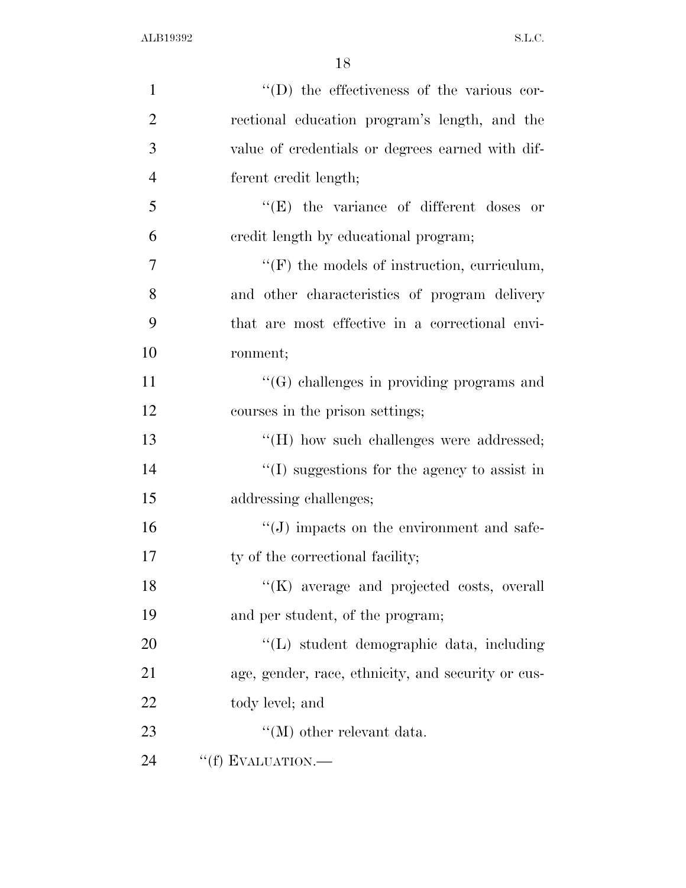''(D) the effectiveness of the various correctional education program's length, and the value of credentials or degrees earned with different credit length;

''(E) the variance of different doses or credit length by educational program;

''(F) the models of instruction, curriculum, and other characteristics of program delivery that are most effective in a correctional environment;

''(G) challenges in providing programs and courses in the prison settings;

''(H) how such challenges were addressed;

''(I) suggestions for the agency to assist in addressing challenges;

''(J) impacts on the environment and safety of the correctional facility;

''(K) average and projected costs, overall and per student, of the program;

''(L) student demographic data, including age, gender, race, ethnicity, and security or custody level; and

''(M) other relevant data.

''(f) EVALUATION.—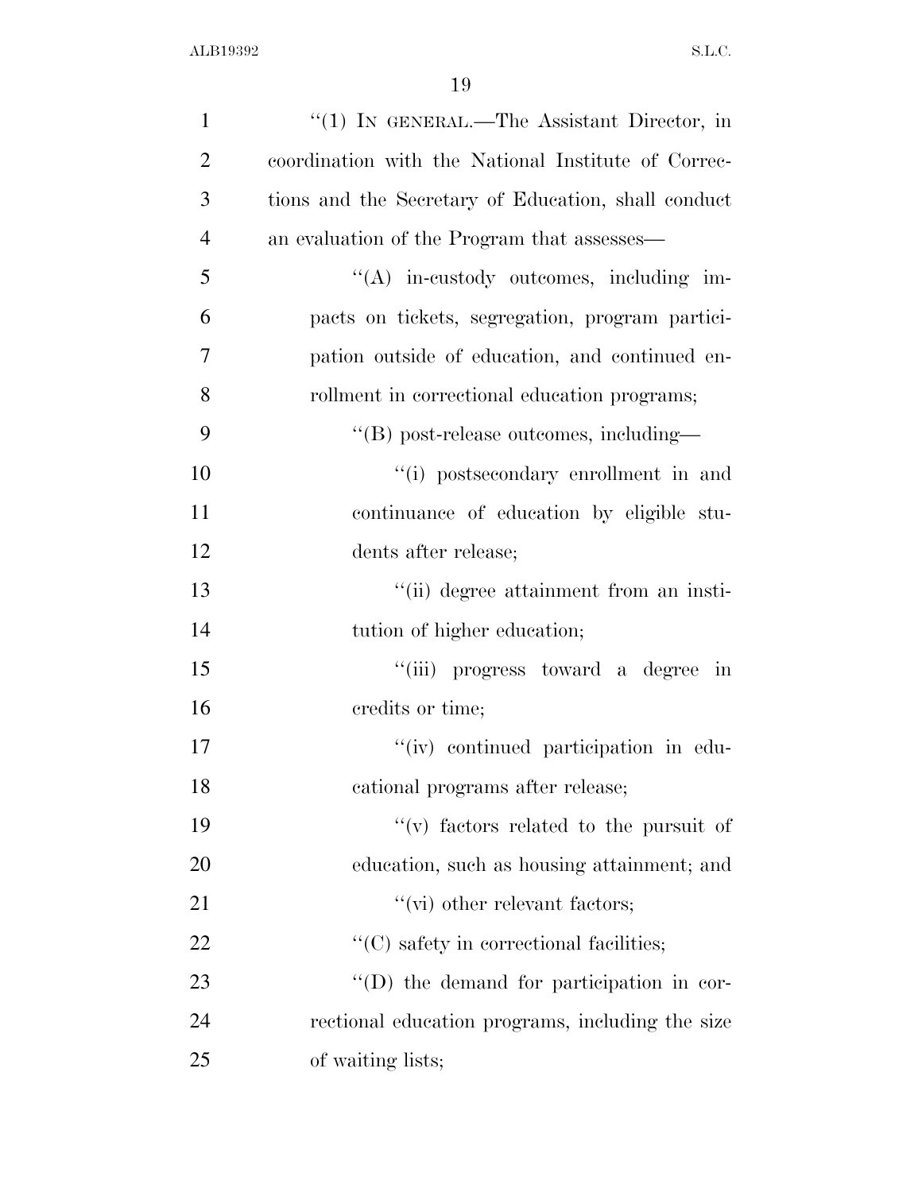''(1) IN GENERAL.—The Assistant Director, in coordination with the National Institute of Corrections and the Secretary of Education, shall conduct an evaluation of the Program that assesses—

''(A) in-custody outcomes, including impacts on tickets, segregation, program participation outside of education, and continued enrollment in correctional education programs;

''(B) post-release outcomes, including—

''(i) postsecondary enrollment in and continuance of education by eligible students after release;

''(ii) degree attainment from an institution of higher education;

''(iii) progress toward a degree in credits or time;

''(iv) continued participation in educational programs after release;

''(v) factors related to the pursuit of education, such as housing attainment; and

''(vi) other relevant factors;

''(C) safety in correctional facilities;

''(D) the demand for participation in correctional education programs, including the size of waiting lists;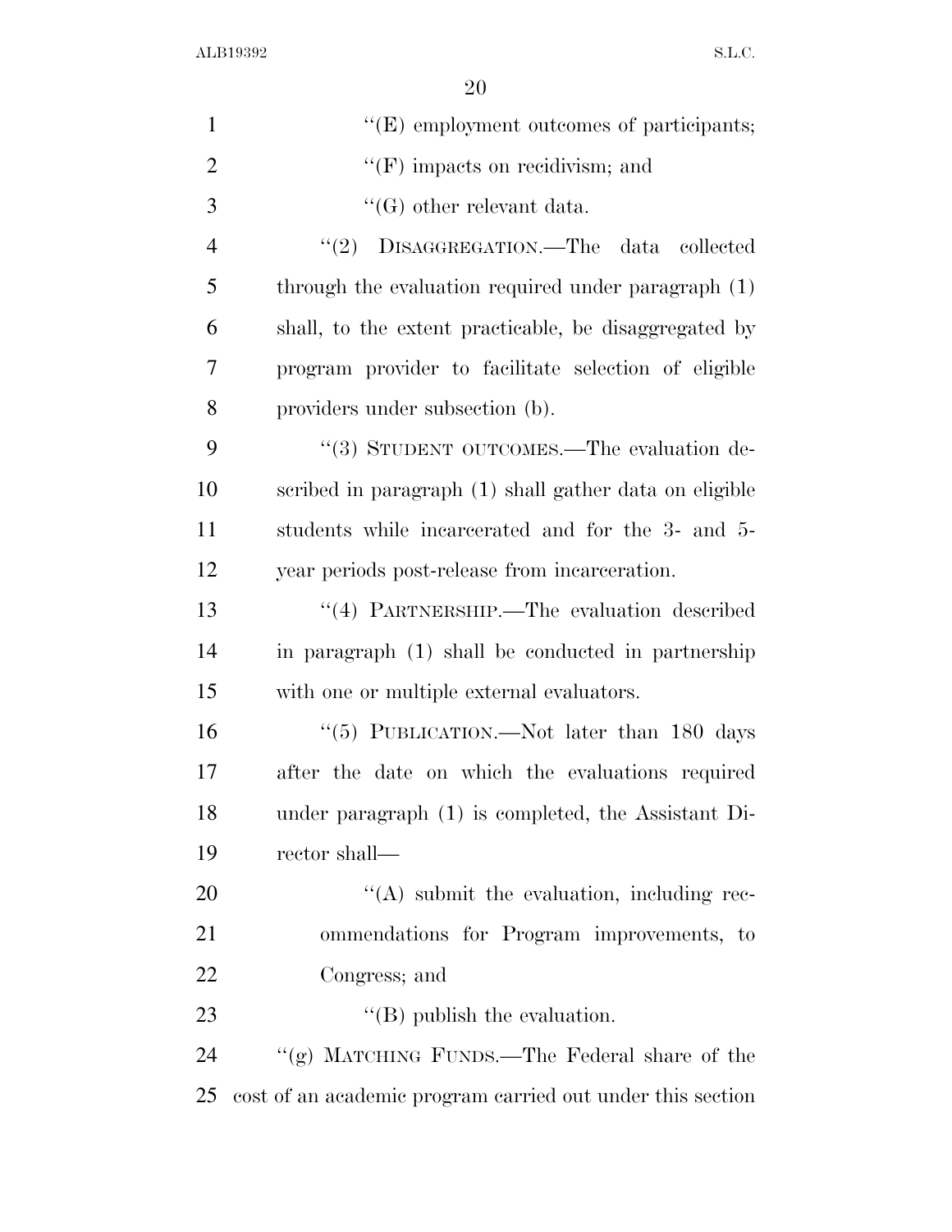"(E) employment outcomes of participants;

"(F) impacts on recidivism; and

"(G) other relevant data.

"(2) DISAGGREGATION.—The data collected through the evaluation required under paragraph (1) shall, to the extent practicable, be disaggregated by program provider to facilitate selection of eligible providers under subsection (b).

"(3) STUDENT OUTCOMES.—The evaluation described in paragraph (1) shall gather data on eligible students while incarcerated and for the 3- and 5-year periods post-release from incarceration.

"(4) PARTNERSHIP.—The evaluation described in paragraph (1) shall be conducted in partnership with one or multiple external evaluators.

"(5) PUBLICATION.—Not later than 180 days after the date on which the evaluations required under paragraph (1) is completed, the Assistant Director shall—

"(A) submit the evaluation, including recommendations for Program improvements, to Congress; and

"(B) publish the evaluation.

"(g) MATCHING FUNDS.—The Federal share of the cost of an academic program carried out under this section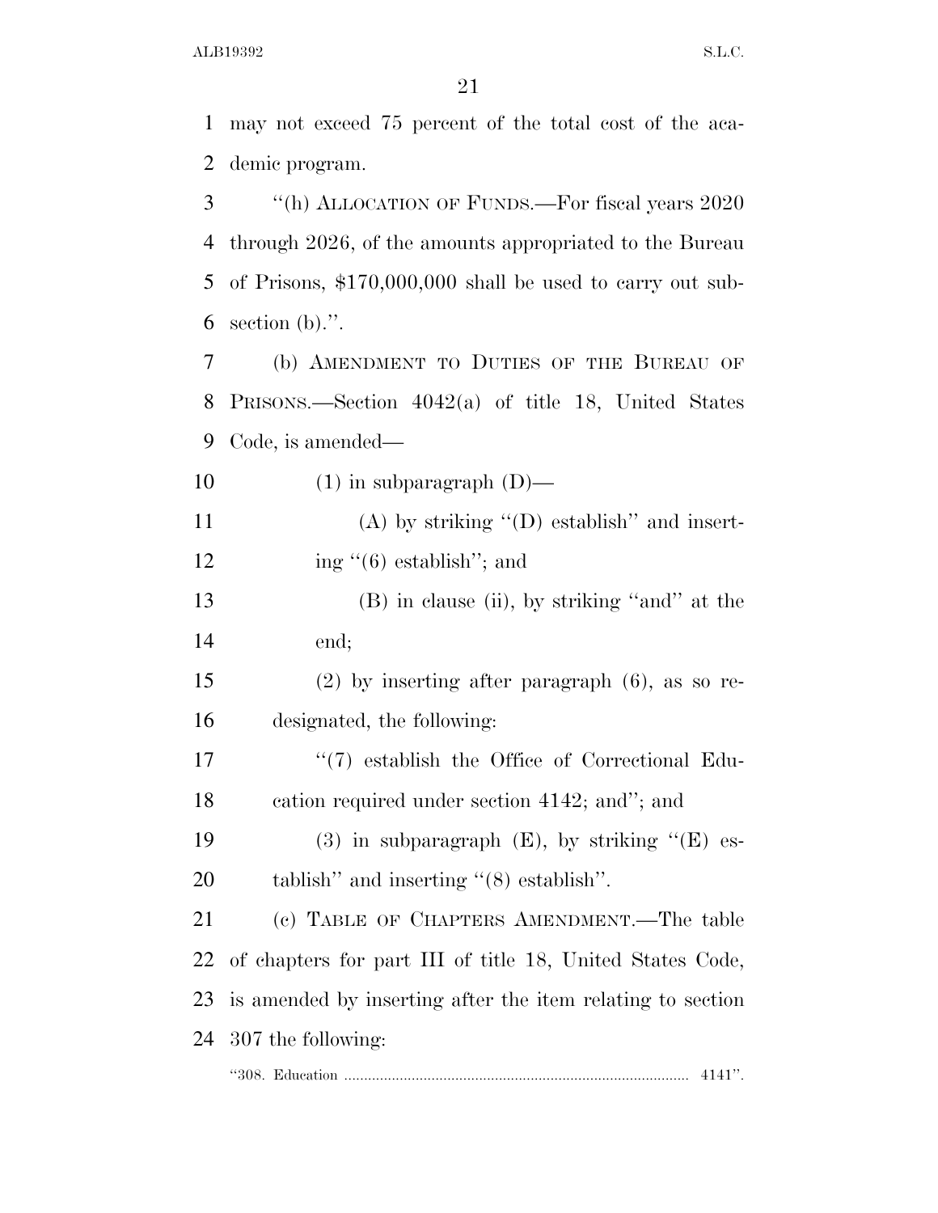may not exceed 75 percent of the total cost of the academic program.

"(h) ALLOCATION OF FUNDS.—For fiscal years 2020 through 2026, of the amounts appropriated to the Bureau of Prisons, $170,000,000 shall be used to carry out subsection (b).".

(b) AMENDMENT TO DUTIES OF THE BUREAU OF PRISONS.—Section 4042(a) of title 18, United States Code, is amended—

(1) in subparagraph (D)—

(A) by striking "(D) establish" and inserting "(6) establish"; and

(B) in clause (ii), by striking "and" at the end;

(2) by inserting after paragraph (6), as so redesignated, the following:

"(7) establish the Office of Correctional Education required under section 4142; and"; and

(3) in subparagraph (E), by striking "(E) establish" and inserting "(8) establish".

(c) TABLE OF CHAPTERS AMENDMENT.—The table of chapters for part III of title 18, United States Code, is amended by inserting after the item relating to section 307 the following:

"308. Education ........................................ 4141".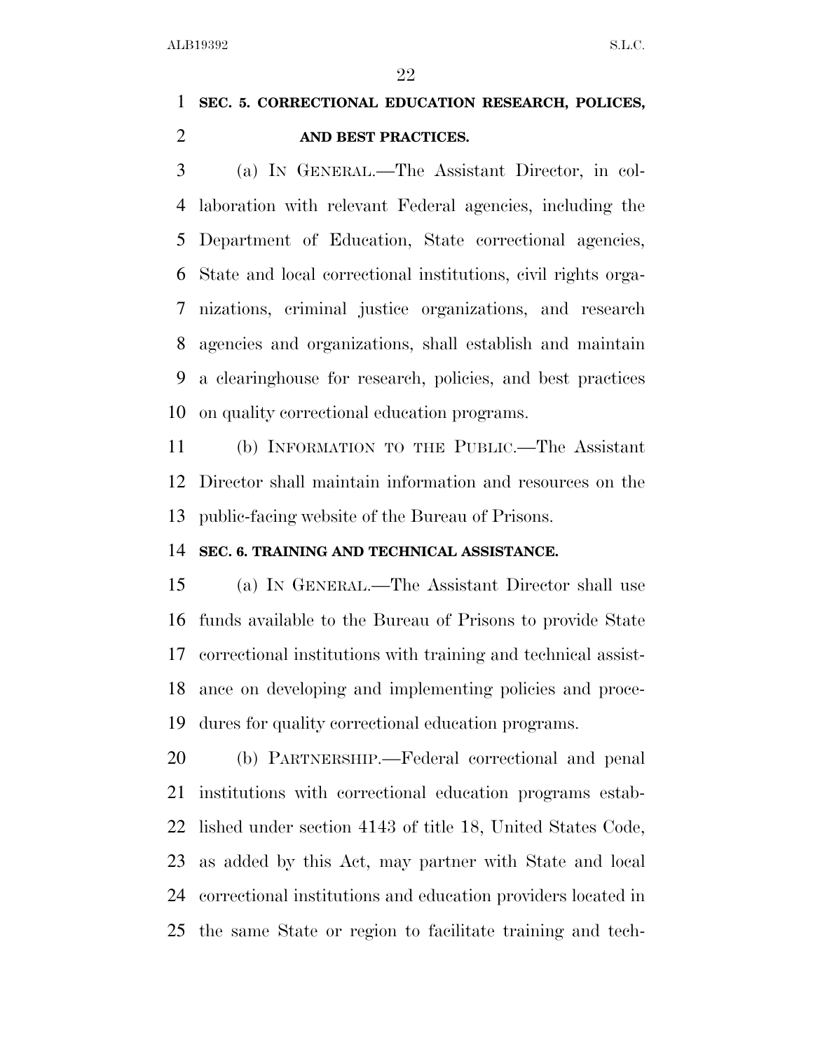**SEC. 5. CORRECTIONAL EDUCATION RESEARCH, POLICES, AND BEST PRACTICES.**

(a) IN GENERAL.—The Assistant Director, in collaboration with relevant Federal agencies, including the Department of Education, State correctional agencies, State and local correctional institutions, civil rights organizations, criminal justice organizations, and research agencies and organizations, shall establish and maintain a clearinghouse for research, policies, and best practices on quality correctional education programs.

(b) INFORMATION TO THE PUBLIC.—The Assistant Director shall maintain information and resources on the public-facing website of the Bureau of Prisons.

**SEC. 6. TRAINING AND TECHNICAL ASSISTANCE.**

(a) IN GENERAL.—The Assistant Director shall use funds available to the Bureau of Prisons to provide State correctional institutions with training and technical assistance on developing and implementing policies and procedures for quality correctional education programs.

(b) PARTNERSHIP.—Federal correctional and penal institutions with correctional education programs established under section 4143 of title 18, United States Code, as added by this Act, may partner with State and local correctional institutions and education providers located in the same State or region to facilitate training and tech-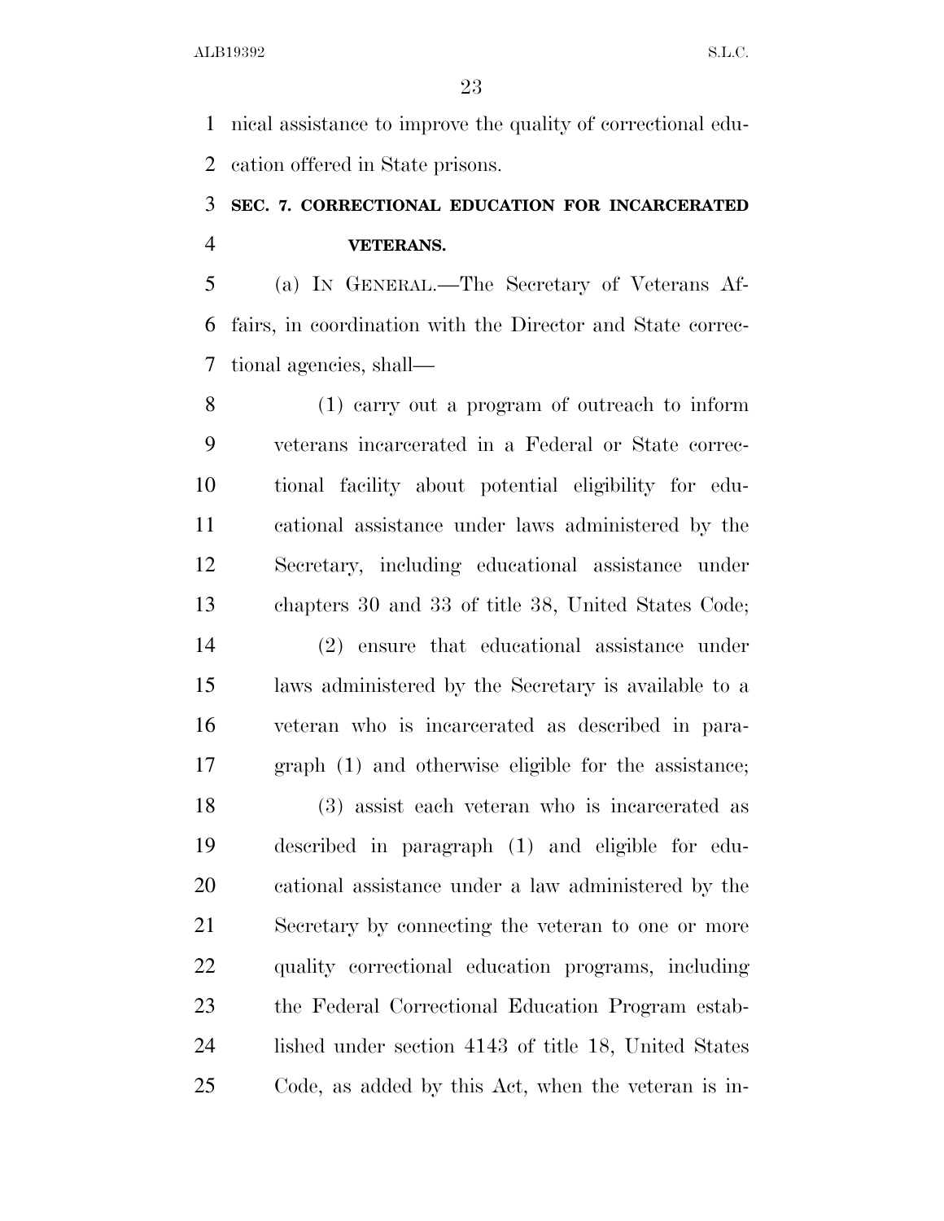nical assistance to improve the quality of correctional education offered in State prisons.

### SEC. 7. CORRECTIONAL EDUCATION FOR INCARCERATED VETERANS.

(a) IN GENERAL.—The Secretary of Veterans Affairs, in coordination with the Director and State correctional agencies, shall—

(1) carry out a program of outreach to inform veterans incarcerated in a Federal or State correctional facility about potential eligibility for educational assistance under laws administered by the Secretary, including educational assistance under chapters 30 and 33 of title 38, United States Code;

(2) ensure that educational assistance under laws administered by the Secretary is available to a veteran who is incarcerated as described in paragraph (1) and otherwise eligible for the assistance;

(3) assist each veteran who is incarcerated as described in paragraph (1) and eligible for educational assistance under a law administered by the Secretary by connecting the veteran to one or more quality correctional education programs, including the Federal Correctional Education Program established under section 4143 of title 18, United States Code, as added by this Act, when the veteran is in-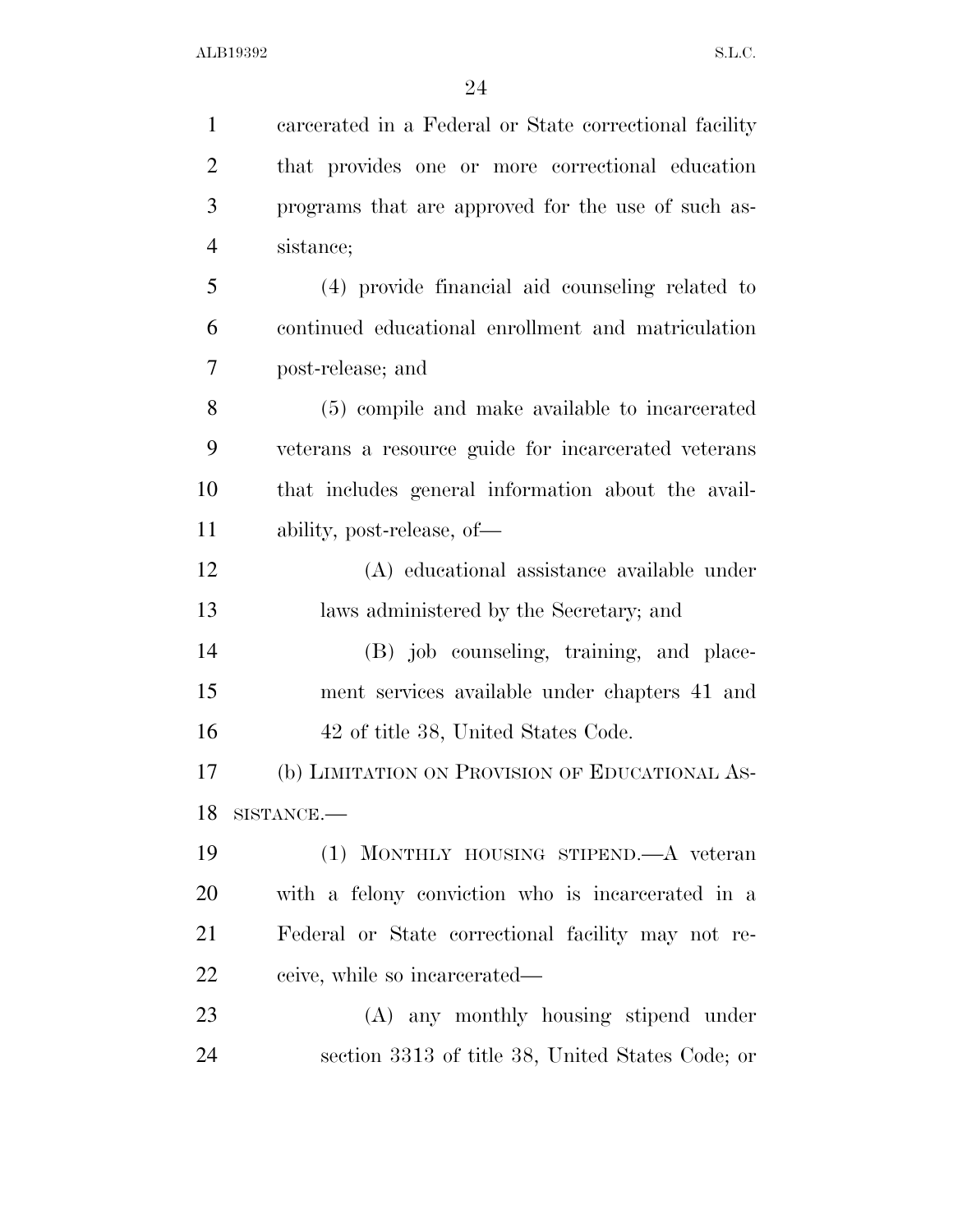carcerated in a Federal or State correctional facility that provides one or more correctional education programs that are approved for the use of such assistance;

(4) provide financial aid counseling related to continued educational enrollment and matriculation post-release; and

(5) compile and make available to incarcerated veterans a resource guide for incarcerated veterans that includes general information about the availability, post-release, of—

(A) educational assistance available under laws administered by the Secretary; and

(B) job counseling, training, and placement services available under chapters 41 and 42 of title 38, United States Code.

(b) LIMITATION ON PROVISION OF EDUCATIONAL ASSISTANCE.—

(1) MONTHLY HOUSING STIPEND.—A veteran with a felony conviction who is incarcerated in a Federal or State correctional facility may not receive, while so incarcerated—

(A) any monthly housing stipend under section 3313 of title 38, United States Code; or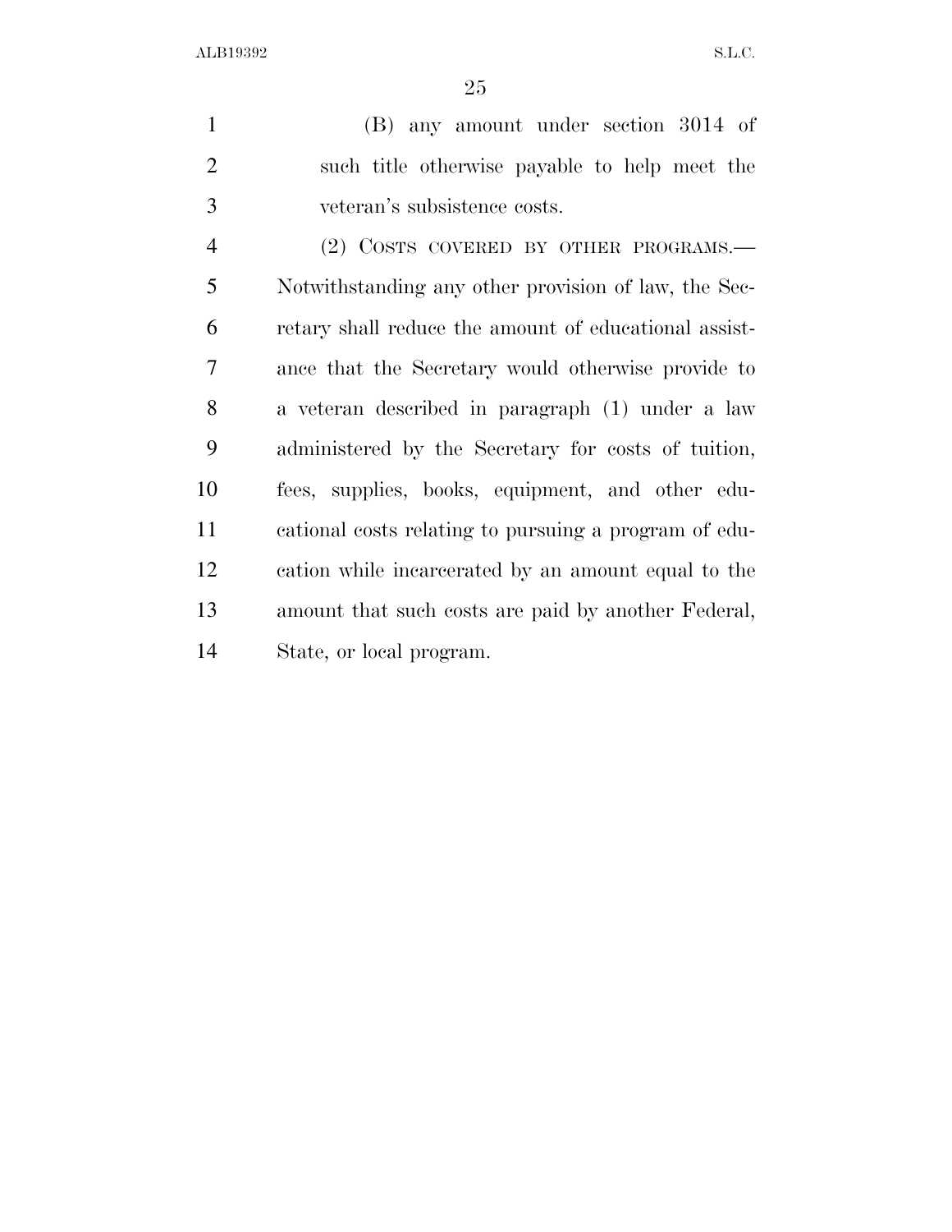(B) any amount under section 3014 of such title otherwise payable to help meet the veteran's subsistence costs.

(2) COSTS COVERED BY OTHER PROGRAMS.—Notwithstanding any other provision of law, the Secretary shall reduce the amount of educational assistance that the Secretary would otherwise provide to a veteran described in paragraph (1) under a law administered by the Secretary for costs of tuition, fees, supplies, books, equipment, and other educational costs relating to pursuing a program of education while incarcerated by an amount equal to the amount that such costs are paid by another Federal, State, or local program.